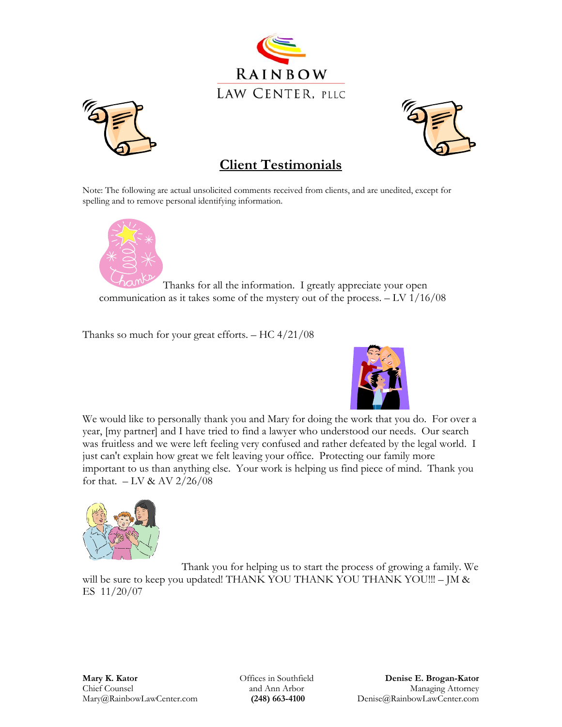RAINBOW LAW CENTER, PLLC

# Client Testimonials

Note: The following are actual unsolicited comments received from clients, and are unedited, except for spelling and to remove personal identifying information.

Thanks for all the information. I greatly appreciate your open communication as it takes some of the mystery out of the process. – LV 1/16/08

Thanks so much for your great efforts. – HC 4/21/08

We would like to personally thank you and Mary for doing the work that you do. For over a year, [my partner] and I have tried to find a lawyer who understood our needs. Our search was fruitless and we were left feeling very confused and rather defeated by the legal world. I just can't explain how great we felt leaving your office. Protecting our family more important to us than anything else. Your work is helping us find piece of mind. Thank you for that. – LV & AV 2/26/08

Thank you for helping us to start the process of growing a family. We will be sure to keep you updated! THANK YOU THANK YOU THANK YOU!!! – JM & ES 11/20/07

**Mary K. Kator**
Chief Counsel
Mary@RainbowLawCenter.com

Offices in Southfield
and Ann Arbor
**(248) 663-4100**

**Denise E. Brogan-Kator**
Managing Attorney
Denise@RainbowLawCenter.com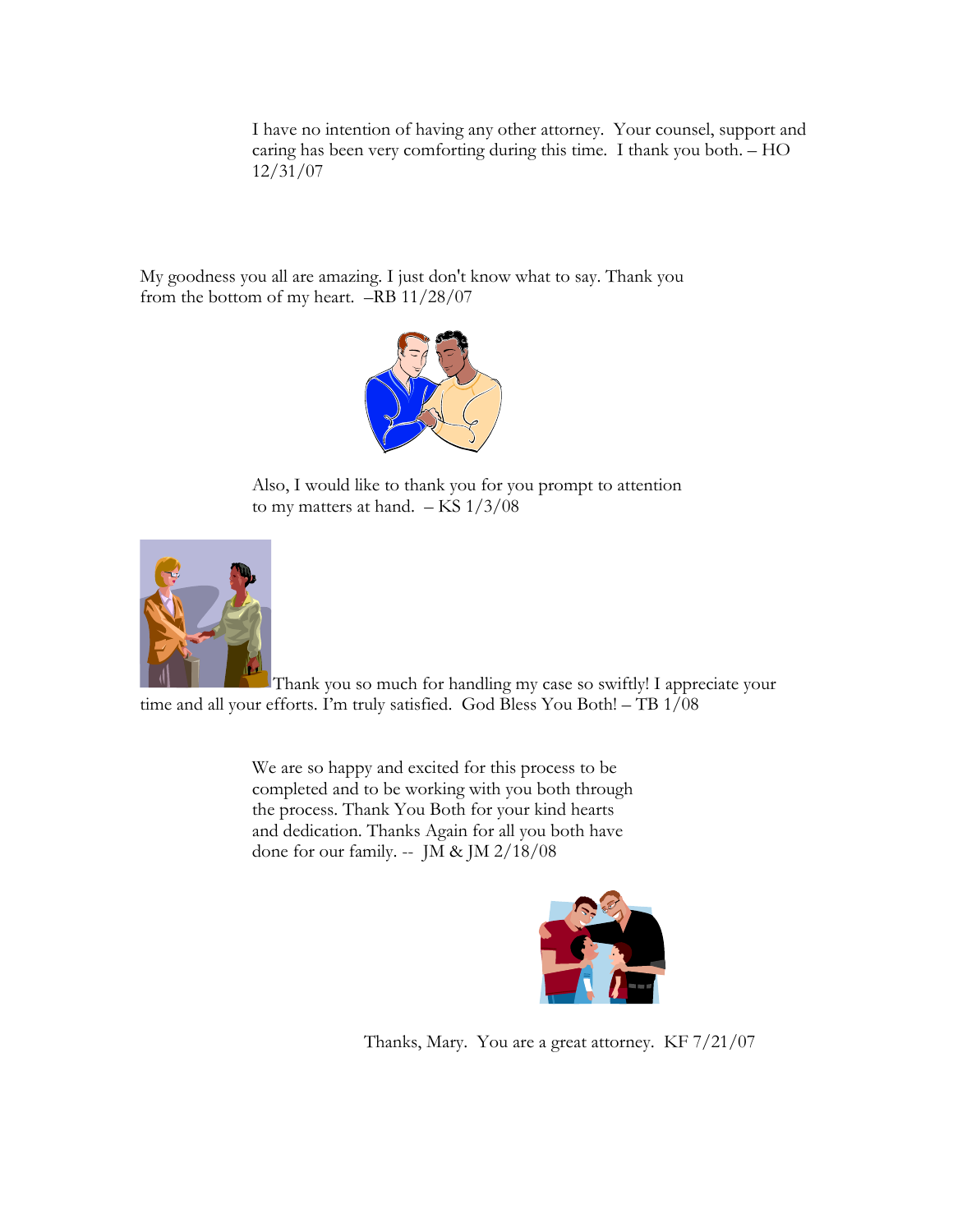I have no intention of having any other attorney. Your counsel, support and caring has been very comforting during this time. I thank you both. – HO 12/31/07

My goodness you all are amazing. I just don't know what to say. Thank you from the bottom of my heart. –RB 11/28/07

Also, I would like to thank you for you prompt to attention to my matters at hand. – KS 1/3/08

Thank you so much for handling my case so swiftly! I appreciate your time and all your efforts. I'm truly satisfied. God Bless You Both! – TB 1/08

We are so happy and excited for this process to be completed and to be working with you both through the process. Thank You Both for your kind hearts and dedication. Thanks Again for all you both have done for our family. -- JM & JM 2/18/08

Thanks, Mary. You are a great attorney. KF 7/21/07